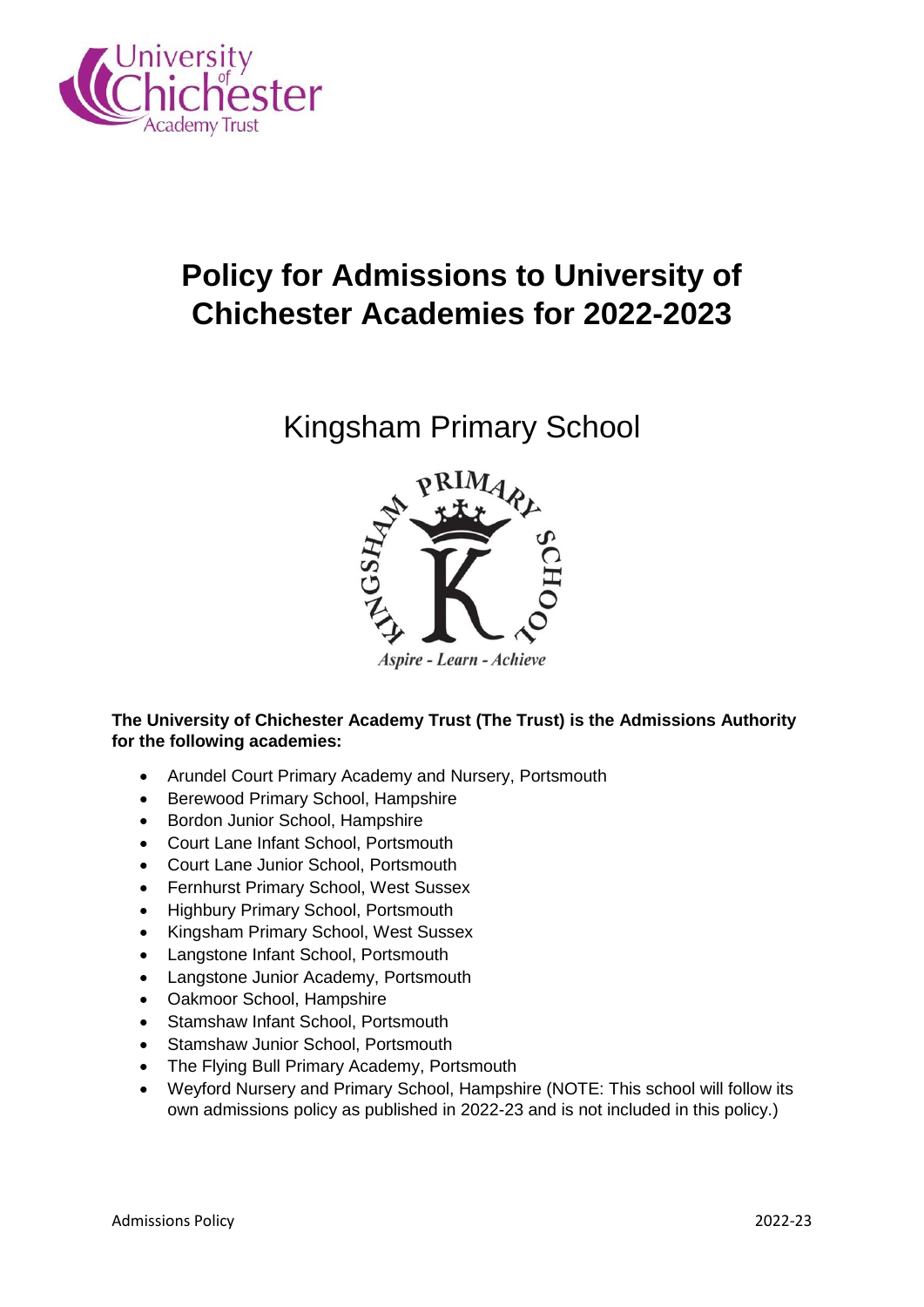# Policy for Admissions to University of Chichester Academies for 2022-2023

## Kingsham Primary School

*Aspire - Learn - Achieve*

**The University of Chichester Academy Trust (The Trust) is the Admissions Authority for the following academies:**

- Arundel Court Primary Academy and Nursery, Portsmouth
- Berewood Primary School, Hampshire
- Bordon Junior School, Hampshire
- Court Lane Infant School, Portsmouth
- Court Lane Junior School, Portsmouth
- Fernhurst Primary School, West Sussex
- Highbury Primary School, Portsmouth
- Kingsham Primary School, West Sussex
- Langstone Infant School, Portsmouth
- Langstone Junior Academy, Portsmouth
- Oakmoor School, Hampshire
- Stamshaw Infant School, Portsmouth
- Stamshaw Junior School, Portsmouth
- The Flying Bull Primary Academy, Portsmouth
- Weyford Nursery and Primary School, Hampshire (NOTE: This school will follow its own admissions policy as published in 2022-23 and is not included in this policy.)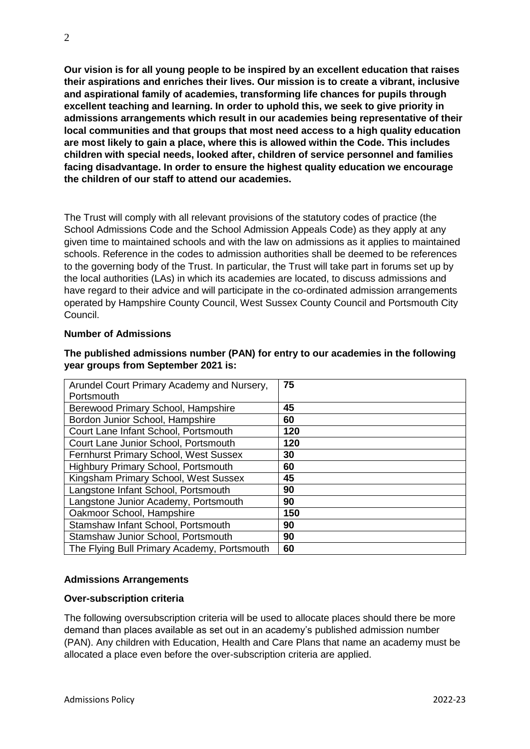**Our vision is for all young people to be inspired by an excellent education that raises their aspirations and enriches their lives. Our mission is to create a vibrant, inclusive and aspirational family of academies, transforming life chances for pupils through excellent teaching and learning. In order to uphold this, we seek to give priority in admissions arrangements which result in our academies being representative of their local communities and that groups that most need access to a high quality education are most likely to gain a place, where this is allowed within the Code. This includes children with special needs, looked after, children of service personnel and families facing disadvantage. In order to ensure the highest quality education we encourage the children of our staff to attend our academies.**

The Trust will comply with all relevant provisions of the statutory codes of practice (the School Admissions Code and the School Admission Appeals Code) as they apply at any given time to maintained schools and with the law on admissions as it applies to maintained schools. Reference in the codes to admission authorities shall be deemed to be references to the governing body of the Trust. In particular, the Trust will take part in forums set up by the local authorities (LAs) in which its academies are located, to discuss admissions and have regard to their advice and will participate in the co-ordinated admission arrangements operated by Hampshire County Council, West Sussex County Council and Portsmouth City Council.

**Number of Admissions**

**The published admissions number (PAN) for entry to our academies in the following year groups from September 2021 is:**

| Academy | PAN |
| --- | --- |
| Arundel Court Primary Academy and Nursery, Portsmouth | **75** |
| Berewood Primary School, Hampshire | **45** |
| Bordon Junior School, Hampshire | **60** |
| Court Lane Infant School, Portsmouth | **120** |
| Court Lane Junior School, Portsmouth | **120** |
| Fernhurst Primary School, West Sussex | **30** |
| Highbury Primary School, Portsmouth | **60** |
| Kingsham Primary School, West Sussex | **45** |
| Langstone Infant School, Portsmouth | **90** |
| Langstone Junior Academy, Portsmouth | **90** |
| Oakmoor School, Hampshire | **150** |
| Stamshaw Infant School, Portsmouth | **90** |
| Stamshaw Junior School, Portsmouth | **90** |
| The Flying Bull Primary Academy, Portsmouth | **60** |

**Admissions Arrangements**

**Over-subscription criteria**

The following oversubscription criteria will be used to allocate places should there be more demand than places available as set out in an academy's published admission number (PAN). Any children with Education, Health and Care Plans that name an academy must be allocated a place even before the over-subscription criteria are applied.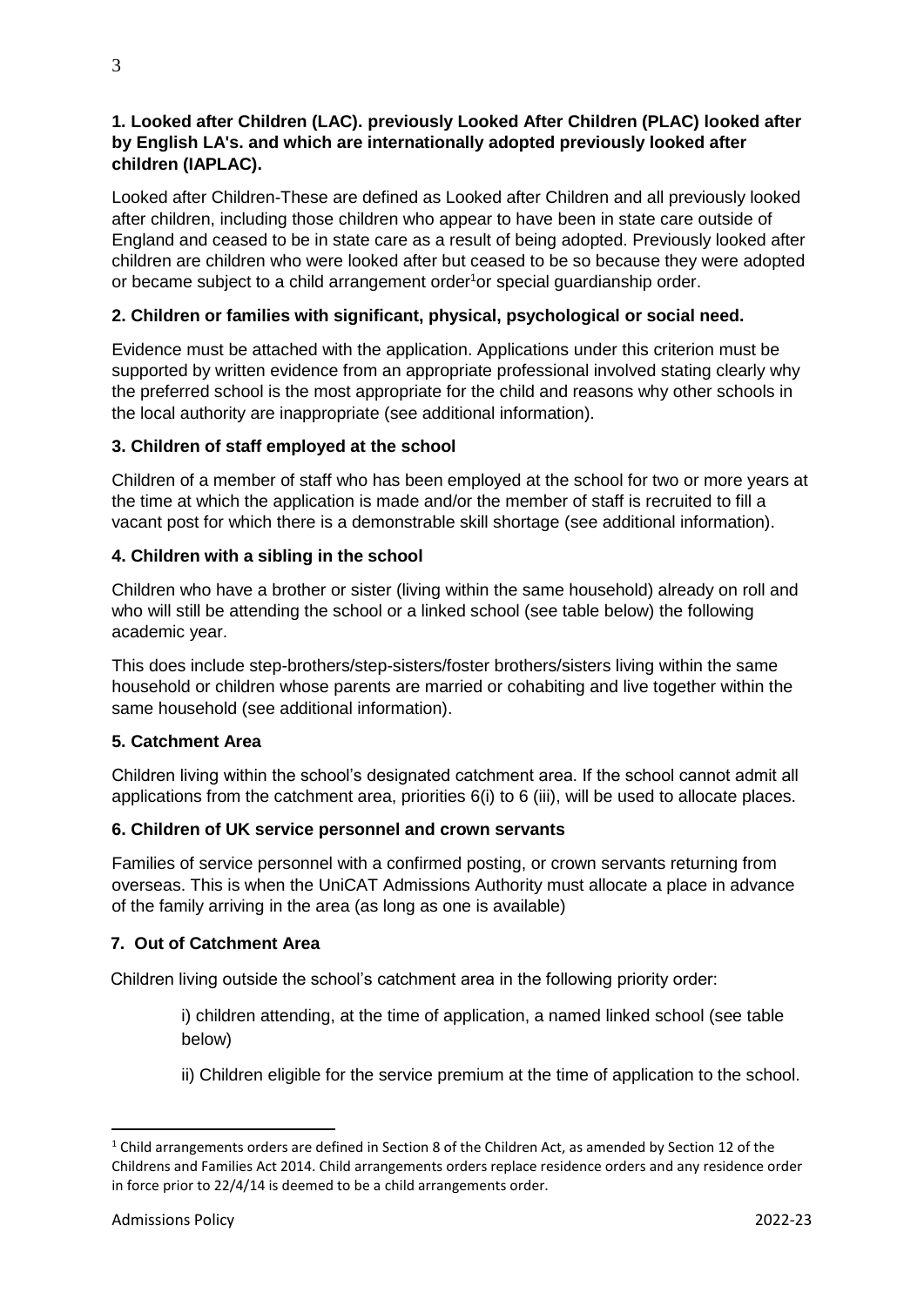**1. Looked after Children (LAC). previously Looked After Children (PLAC) looked after by English LA's. and which are internationally adopted previously looked after children (IAPLAC).**

Looked after Children-These are defined as Looked after Children and all previously looked after children, including those children who appear to have been in state care outside of England and ceased to be in state care as a result of being adopted. Previously looked after children are children who were looked after but ceased to be so because they were adopted or became subject to a child arrangement order[1]or special guardianship order.

**2. Children or families with significant, physical, psychological or social need.**

Evidence must be attached with the application. Applications under this criterion must be supported by written evidence from an appropriate professional involved stating clearly why the preferred school is the most appropriate for the child and reasons why other schools in the local authority are inappropriate (see additional information).

**3. Children of staff employed at the school**

Children of a member of staff who has been employed at the school for two or more years at the time at which the application is made and/or the member of staff is recruited to fill a vacant post for which there is a demonstrable skill shortage (see additional information).

**4. Children with a sibling in the school**

Children who have a brother or sister (living within the same household) already on roll and who will still be attending the school or a linked school (see table below) the following academic year.

This does include step-brothers/step-sisters/foster brothers/sisters living within the same household or children whose parents are married or cohabiting and live together within the same household (see additional information).

**5. Catchment Area**

Children living within the school's designated catchment area. If the school cannot admit all applications from the catchment area, priorities 6(i) to 6 (iii), will be used to allocate places.

**6. Children of UK service personnel and crown servants**

Families of service personnel with a confirmed posting, or crown servants returning from overseas. This is when the UniCAT Admissions Authority must allocate a place in advance of the family arriving in the area (as long as one is available)

**7. Out of Catchment Area**

Children living outside the school's catchment area in the following priority order:

i) children attending, at the time of application, a named linked school (see table below)

ii) Children eligible for the service premium at the time of application to the school.

---

[1] Child arrangements orders are defined in Section 8 of the Children Act, as amended by Section 12 of the Childrens and Families Act 2014. Child arrangements orders replace residence orders and any residence order in force prior to 22/4/14 is deemed to be a child arrangements order.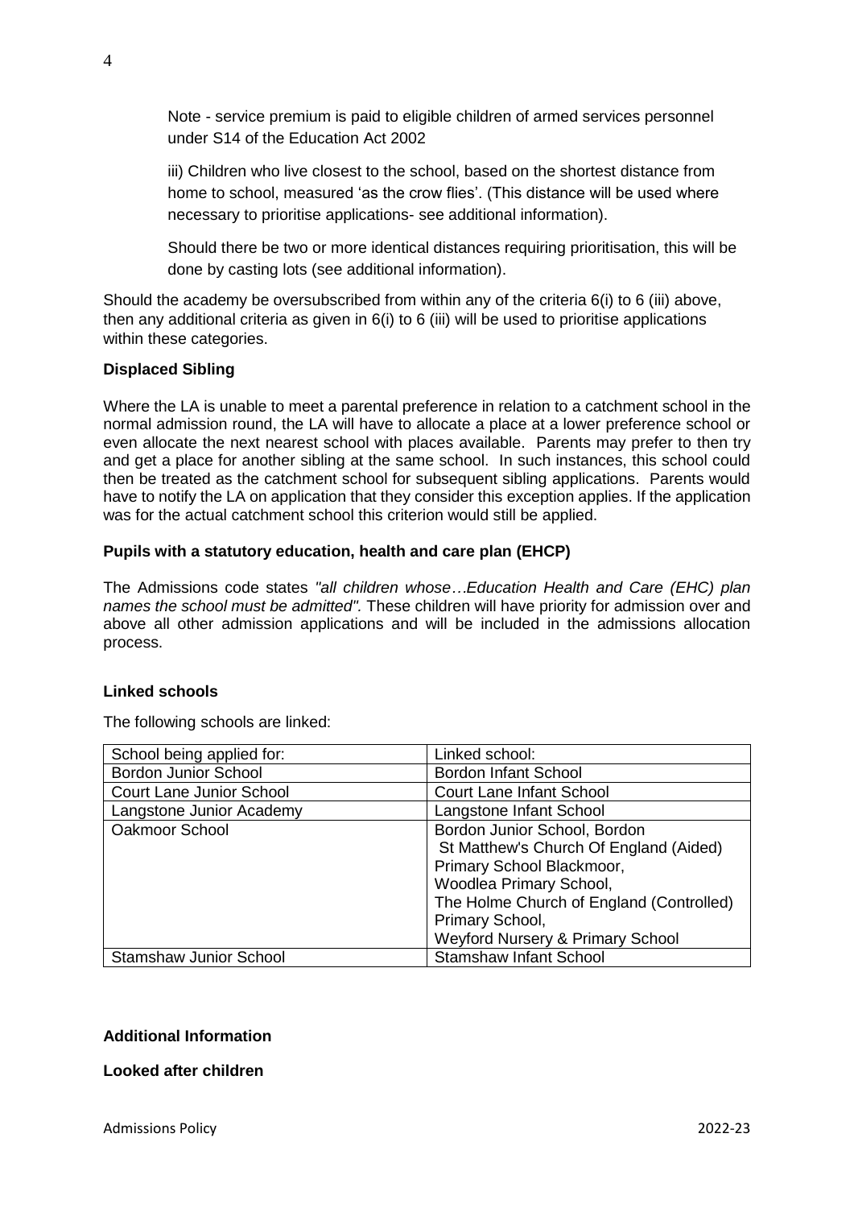Note - service premium is paid to eligible children of armed services personnel under S14 of the Education Act 2002

iii) Children who live closest to the school, based on the shortest distance from home to school, measured 'as the crow flies'. (This distance will be used where necessary to prioritise applications- see additional information).

Should there be two or more identical distances requiring prioritisation, this will be done by casting lots (see additional information).

Should the academy be oversubscribed from within any of the criteria 6(i) to 6 (iii) above, then any additional criteria as given in 6(i) to 6 (iii) will be used to prioritise applications within these categories.

**Displaced Sibling**

Where the LA is unable to meet a parental preference in relation to a catchment school in the normal admission round, the LA will have to allocate a place at a lower preference school or even allocate the next nearest school with places available. Parents may prefer to then try and get a place for another sibling at the same school. In such instances, this school could then be treated as the catchment school for subsequent sibling applications. Parents would have to notify the LA on application that they consider this exception applies. If the application was for the actual catchment school this criterion would still be applied.

**Pupils with a statutory education, health and care plan (EHCP)**

The Admissions code states *"all children whose…Education Health and Care (EHC) plan names the school must be admitted".* These children will have priority for admission over and above all other admission applications and will be included in the admissions allocation process.

**Linked schools**

The following schools are linked:

| School being applied for: | Linked school: |
| --- | --- |
| Bordon Junior School | Bordon Infant School |
| Court Lane Junior School | Court Lane Infant School |
| Langstone Junior Academy | Langstone Infant School |
| Oakmoor School | Bordon Junior School, Bordon<br>St Matthew's Church Of England (Aided) Primary School Blackmoor,<br>Woodlea Primary School,<br>The Holme Church of England (Controlled) Primary School,<br>Weyford Nursery & Primary School |
| Stamshaw Junior School | Stamshaw Infant School |

**Additional Information**

**Looked after children**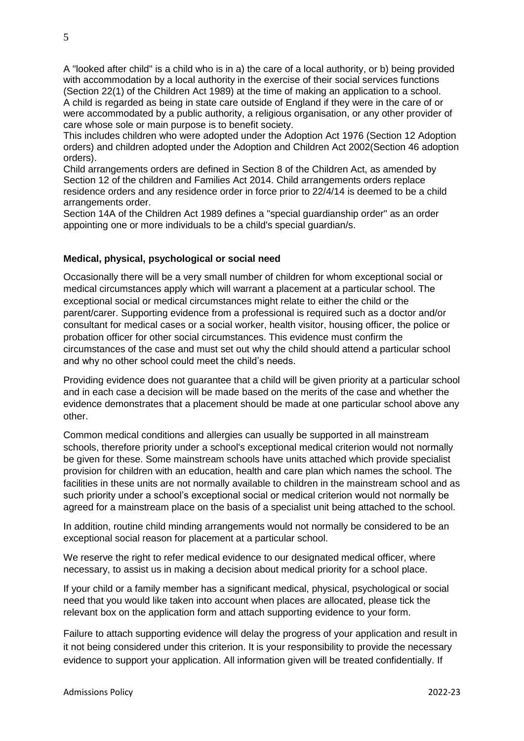A "looked after child" is a child who is in a) the care of a local authority, or b) being provided with accommodation by a local authority in the exercise of their social services functions (Section 22(1) of the Children Act 1989) at the time of making an application to a school. A child is regarded as being in state care outside of England if they were in the care of or were accommodated by a public authority, a religious organisation, or any other provider of care whose sole or main purpose is to benefit society.
This includes children who were adopted under the Adoption Act 1976 (Section 12 Adoption orders) and children adopted under the Adoption and Children Act 2002(Section 46 adoption orders).
Child arrangements orders are defined in Section 8 of the Children Act, as amended by Section 12 of the children and Families Act 2014. Child arrangements orders replace residence orders and any residence order in force prior to 22/4/14 is deemed to be a child arrangements order.
Section 14A of the Children Act 1989 defines a "special guardianship order" as an order appointing one or more individuals to be a child's special guardian/s.

**Medical, physical, psychological or social need**

Occasionally there will be a very small number of children for whom exceptional social or medical circumstances apply which will warrant a placement at a particular school. The exceptional social or medical circumstances might relate to either the child or the parent/carer. Supporting evidence from a professional is required such as a doctor and/or consultant for medical cases or a social worker, health visitor, housing officer, the police or probation officer for other social circumstances. This evidence must confirm the circumstances of the case and must set out why the child should attend a particular school and why no other school could meet the child's needs.

Providing evidence does not guarantee that a child will be given priority at a particular school and in each case a decision will be made based on the merits of the case and whether the evidence demonstrates that a placement should be made at one particular school above any other.

Common medical conditions and allergies can usually be supported in all mainstream schools, therefore priority under a school's exceptional medical criterion would not normally be given for these. Some mainstream schools have units attached which provide specialist provision for children with an education, health and care plan which names the school. The facilities in these units are not normally available to children in the mainstream school and as such priority under a school's exceptional social or medical criterion would not normally be agreed for a mainstream place on the basis of a specialist unit being attached to the school.

In addition, routine child minding arrangements would not normally be considered to be an exceptional social reason for placement at a particular school.

We reserve the right to refer medical evidence to our designated medical officer, where necessary, to assist us in making a decision about medical priority for a school place.

If your child or a family member has a significant medical, physical, psychological or social need that you would like taken into account when places are allocated, please tick the relevant box on the application form and attach supporting evidence to your form.

Failure to attach supporting evidence will delay the progress of your application and result in it not being considered under this criterion. It is your responsibility to provide the necessary evidence to support your application. All information given will be treated confidentially. If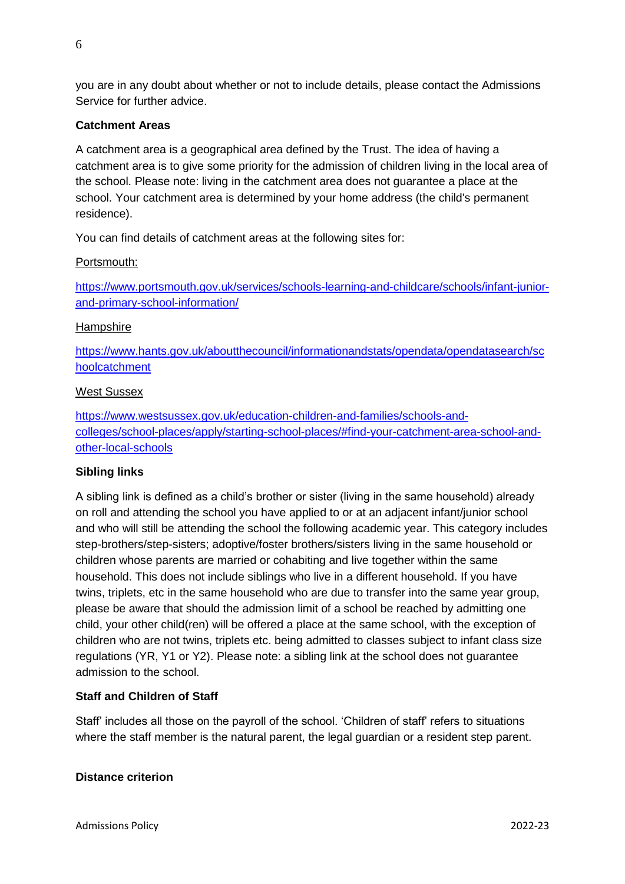you are in any doubt about whether or not to include details, please contact the Admissions Service for further advice.

**Catchment Areas**

A catchment area is a geographical area defined by the Trust. The idea of having a catchment area is to give some priority for the admission of children living in the local area of the school. Please note: living in the catchment area does not guarantee a place at the school. Your catchment area is determined by your home address (the child's permanent residence).

You can find details of catchment areas at the following sites for:

Portsmouth:

https://www.portsmouth.gov.uk/services/schools-learning-and-childcare/schools/infant-junior-and-primary-school-information/

Hampshire

https://www.hants.gov.uk/aboutthecouncil/informationandstats/opendata/opendatasearch/schoolcatchment

West Sussex

https://www.westsussex.gov.uk/education-children-and-families/schools-and-colleges/school-places/apply/starting-school-places/#find-your-catchment-area-school-and-other-local-schools

**Sibling links**

A sibling link is defined as a child's brother or sister (living in the same household) already on roll and attending the school you have applied to or at an adjacent infant/junior school and who will still be attending the school the following academic year. This category includes step-brothers/step-sisters; adoptive/foster brothers/sisters living in the same household or children whose parents are married or cohabiting and live together within the same household. This does not include siblings who live in a different household. If you have twins, triplets, etc in the same household who are due to transfer into the same year group, please be aware that should the admission limit of a school be reached by admitting one child, your other child(ren) will be offered a place at the same school, with the exception of children who are not twins, triplets etc. being admitted to classes subject to infant class size regulations (YR, Y1 or Y2). Please note: a sibling link at the school does not guarantee admission to the school.

**Staff and Children of Staff**

Staff' includes all those on the payroll of the school. 'Children of staff' refers to situations where the staff member is the natural parent, the legal guardian or a resident step parent.

**Distance criterion**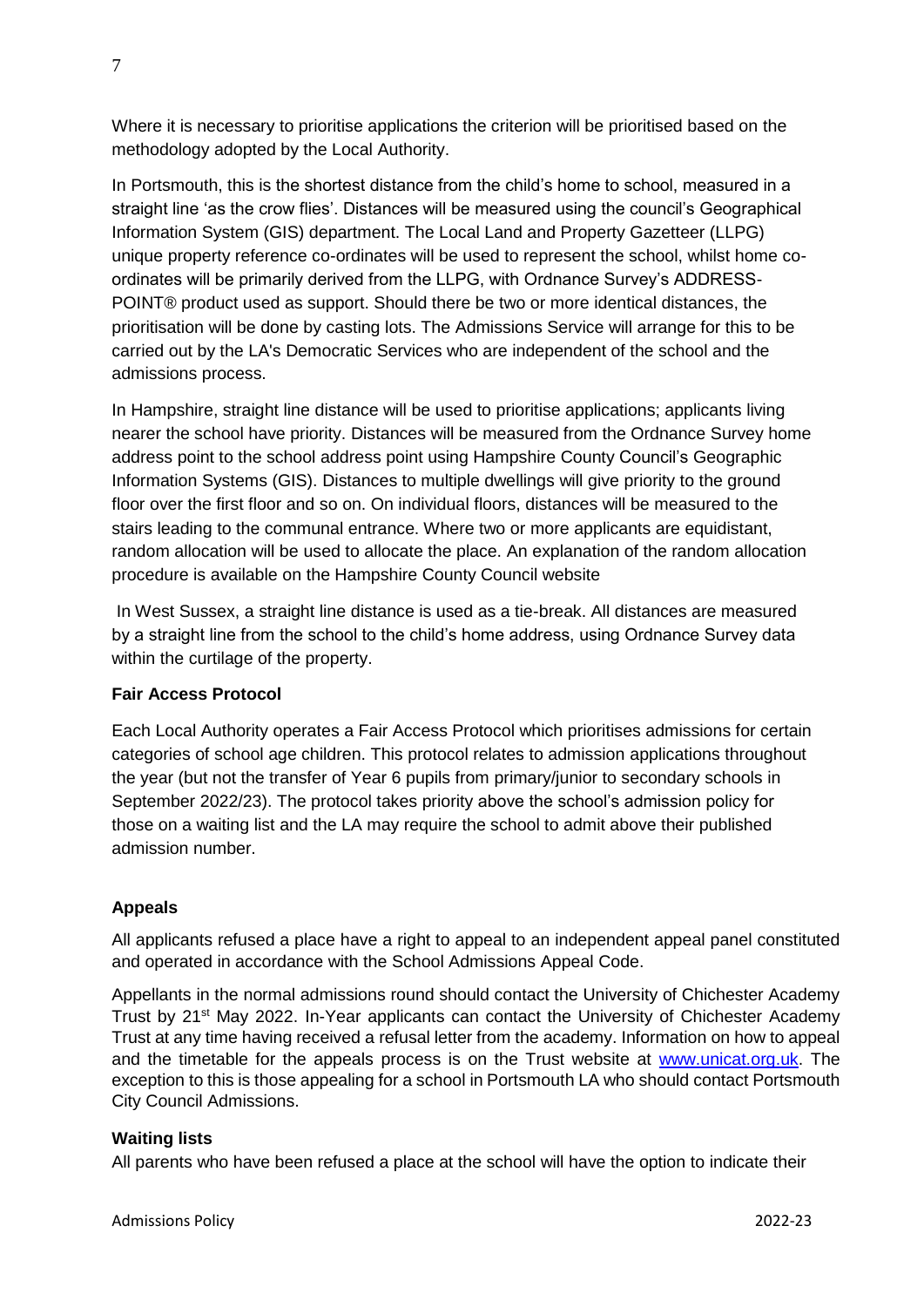Where it is necessary to prioritise applications the criterion will be prioritised based on the methodology adopted by the Local Authority.

In Portsmouth, this is the shortest distance from the child's home to school, measured in a straight line 'as the crow flies'. Distances will be measured using the council's Geographical Information System (GIS) department. The Local Land and Property Gazetteer (LLPG) unique property reference co-ordinates will be used to represent the school, whilst home co-ordinates will be primarily derived from the LLPG, with Ordnance Survey's ADDRESS-POINT® product used as support. Should there be two or more identical distances, the prioritisation will be done by casting lots. The Admissions Service will arrange for this to be carried out by the LA's Democratic Services who are independent of the school and the admissions process.

In Hampshire, straight line distance will be used to prioritise applications; applicants living nearer the school have priority. Distances will be measured from the Ordnance Survey home address point to the school address point using Hampshire County Council's Geographic Information Systems (GIS). Distances to multiple dwellings will give priority to the ground floor over the first floor and so on. On individual floors, distances will be measured to the stairs leading to the communal entrance. Where two or more applicants are equidistant, random allocation will be used to allocate the place. An explanation of the random allocation procedure is available on the Hampshire County Council website

In West Sussex, a straight line distance is used as a tie-break. All distances are measured by a straight line from the school to the child's home address, using Ordnance Survey data within the curtilage of the property.

**Fair Access Protocol**

Each Local Authority operates a Fair Access Protocol which prioritises admissions for certain categories of school age children. This protocol relates to admission applications throughout the year (but not the transfer of Year 6 pupils from primary/junior to secondary schools in September 2022/23). The protocol takes priority above the school's admission policy for those on a waiting list and the LA may require the school to admit above their published admission number.

**Appeals**

All applicants refused a place have a right to appeal to an independent appeal panel constituted and operated in accordance with the School Admissions Appeal Code.

Appellants in the normal admissions round should contact the University of Chichester Academy Trust by 21st May 2022. In-Year applicants can contact the University of Chichester Academy Trust at any time having received a refusal letter from the academy. Information on how to appeal and the timetable for the appeals process is on the Trust website at [www.unicat.org.uk](www.unicat.org.uk). The exception to this is those appealing for a school in Portsmouth LA who should contact Portsmouth City Council Admissions.

**Waiting lists**

All parents who have been refused a place at the school will have the option to indicate their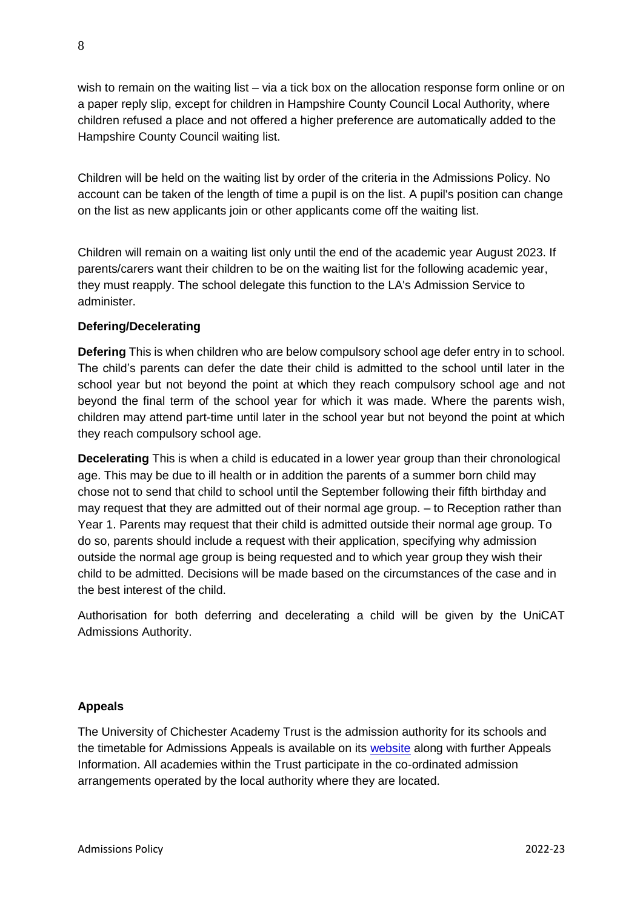wish to remain on the waiting list – via a tick box on the allocation response form online or on a paper reply slip, except for children in Hampshire County Council Local Authority, where children refused a place and not offered a higher preference are automatically added to the Hampshire County Council waiting list.

Children will be held on the waiting list by order of the criteria in the Admissions Policy. No account can be taken of the length of time a pupil is on the list. A pupil's position can change on the list as new applicants join or other applicants come off the waiting list.

Children will remain on a waiting list only until the end of the academic year August 2023. If parents/carers want their children to be on the waiting list for the following academic year, they must reapply. The school delegate this function to the LA's Admission Service to administer.

**Defering/Decelerating**

**Defering** This is when children who are below compulsory school age defer entry in to school. The child's parents can defer the date their child is admitted to the school until later in the school year but not beyond the point at which they reach compulsory school age and not beyond the final term of the school year for which it was made. Where the parents wish, children may attend part-time until later in the school year but not beyond the point at which they reach compulsory school age.

**Decelerating** This is when a child is educated in a lower year group than their chronological age. This may be due to ill health or in addition the parents of a summer born child may chose not to send that child to school until the September following their fifth birthday and may request that they are admitted out of their normal age group. – to Reception rather than Year 1. Parents may request that their child is admitted outside their normal age group. To do so, parents should include a request with their application, specifying why admission outside the normal age group is being requested and to which year group they wish their child to be admitted. Decisions will be made based on the circumstances of the case and in the best interest of the child.

Authorisation for both deferring and decelerating a child will be given by the UniCAT Admissions Authority.

**Appeals**

The University of Chichester Academy Trust is the admission authority for its schools and the timetable for Admissions Appeals is available on its website along with further Appeals Information. All academies within the Trust participate in the co-ordinated admission arrangements operated by the local authority where they are located.